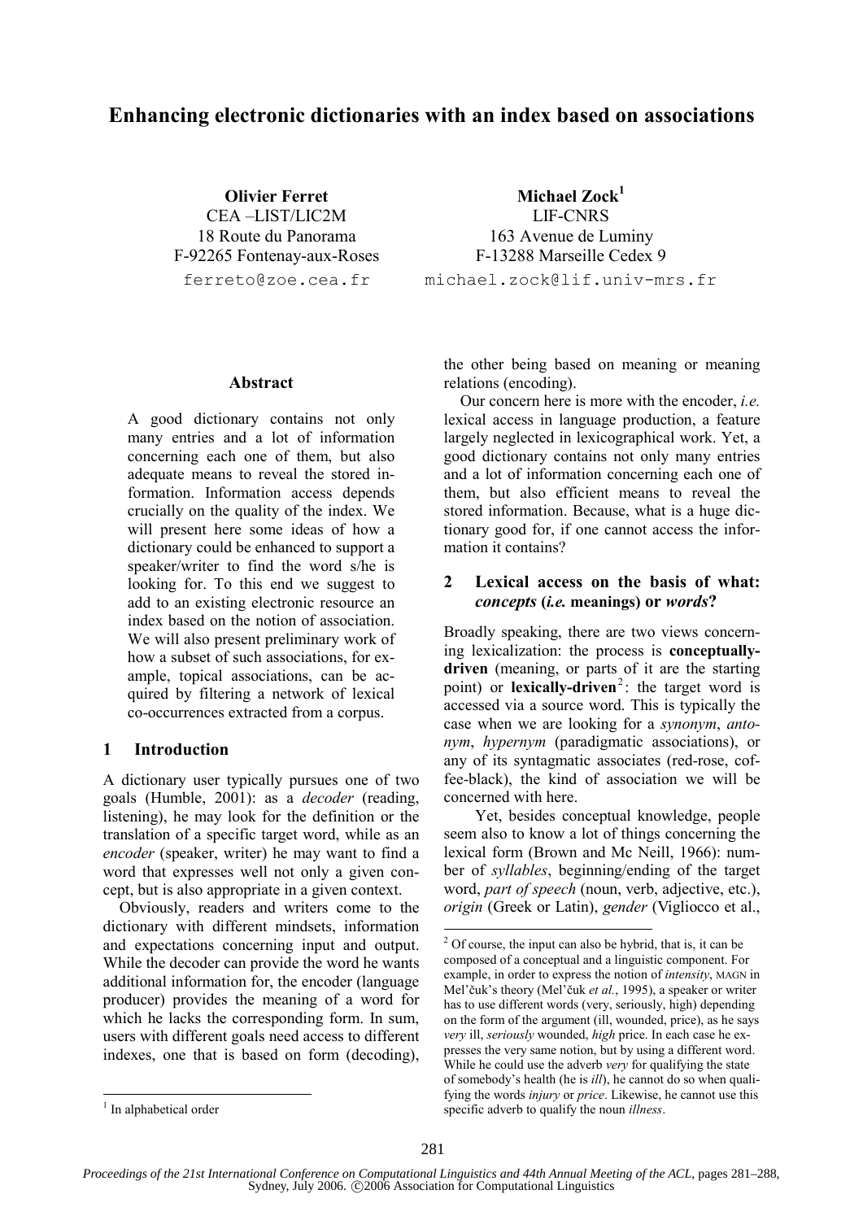# Enhancing electronic dictionaries with an index based on associations

**Olivier Ferret**
CEA –LIST/LIC2M
18 Route du Panorama
F-92265 Fontenay-aux-Roses
ferreto@zoe.cea.fr

**Michael Zock**[1]
LIF-CNRS
163 Avenue de Luminy
F-13288 Marseille Cedex 9
michael.zock@lif.univ-mrs.fr

### Abstract

A good dictionary contains not only many entries and a lot of information concerning each one of them, but also adequate means to reveal the stored information. Information access depends crucially on the quality of the index. We will present here some ideas of how a dictionary could be enhanced to support a speaker/writer to find the word s/he is looking for. To this end we suggest to add to an existing electronic resource an index based on the notion of association. We will also present preliminary work of how a subset of such associations, for example, topical associations, can be acquired by filtering a network of lexical co-occurrences extracted from a corpus.

## 1 Introduction

A dictionary user typically pursues one of two goals (Humble, 2001): as a *decoder* (reading, listening), he may look for the definition or the translation of a specific target word, while as an *encoder* (speaker, writer) he may want to find a word that expresses well not only a given concept, but is also appropriate in a given context.

Obviously, readers and writers come to the dictionary with different mindsets, information and expectations concerning input and output. While the decoder can provide the word he wants additional information for, the encoder (language producer) provides the meaning of a word for which he lacks the corresponding form. In sum, users with different goals need access to different indexes, one that is based on form (decoding), the other being based on meaning or meaning relations (encoding).

Our concern here is more with the encoder, *i.e.* lexical access in language production, a feature largely neglected in lexicographical work. Yet, a good dictionary contains not only many entries and a lot of information concerning each one of them, but also efficient means to reveal the stored information. Because, what is a huge dictionary good for, if one cannot access the information it contains?

## 2 Lexical access on the basis of what: *concepts* (*i.e.* meanings) or *words*?

Broadly speaking, there are two views concerning lexicalization: the process is **conceptually-driven** (meaning, or parts of it are the starting point) or **lexically-driven**[2]: the target word is accessed via a source word. This is typically the case when we are looking for a *synonym*, *antonym*, *hypernym* (paradigmatic associations), or any of its syntagmatic associates (red-rose, coffee-black), the kind of association we will be concerned with here.

Yet, besides conceptual knowledge, people seem also to know a lot of things concerning the lexical form (Brown and Mc Neill, 1966): number of *syllables*, beginning/ending of the target word, *part of speech* (noun, verb, adjective, etc.), *origin* (Greek or Latin), *gender* (Vigliocco et al.,

---

[1] In alphabetical order

[2] Of course, the input can also be hybrid, that is, it can be composed of a conceptual and a linguistic component. For example, in order to express the notion of *intensity*, MAGN in Mel'čuk's theory (Mel'čuk *et al.*, 1995), a speaker or writer has to use different words (very, seriously, high) depending on the form of the argument (ill, wounded, price), as he says *very* ill, *seriously* wounded, *high* price. In each case he expresses the very same notion, but by using a different word. While he could use the adverb *very* for qualifying the state of somebody's health (he is *ill*), he cannot do so when qualifying the words *injury* or *price*. Likewise, he cannot use this specific adverb to qualify the noun *illness*.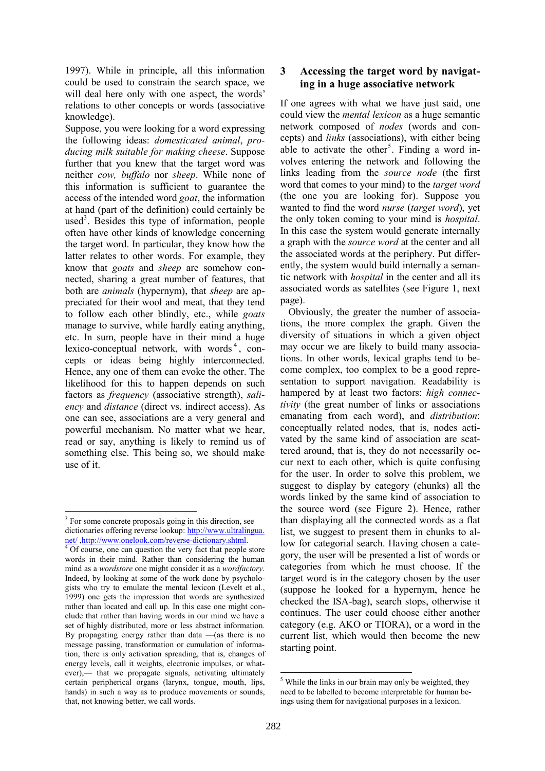1997). While in principle, all this information could be used to constrain the search space, we will deal here only with one aspect, the words' relations to other concepts or words (associative knowledge).

Suppose, you were looking for a word expressing the following ideas: *domesticated animal*, *producing milk suitable for making cheese*. Suppose further that you knew that the target word was neither *cow, buffalo* nor *sheep*. While none of this information is sufficient to guarantee the access of the intended word *goat*, the information at hand (part of the definition) could certainly be used[3]. Besides this type of information, people often have other kinds of knowledge concerning the target word. In particular, they know how the latter relates to other words. For example, they know that *goats* and *sheep* are somehow connected, sharing a great number of features, that both are *animals* (hypernym), that *sheep* are appreciated for their wool and meat, that they tend to follow each other blindly, etc., while *goats* manage to survive, while hardly eating anything, etc. In sum, people have in their mind a huge lexico-conceptual network, with words[4], concepts or ideas being highly interconnected. Hence, any one of them can evoke the other. The likelihood for this to happen depends on such factors as *frequency* (associative strength), *saliency* and *distance* (direct vs. indirect access). As one can see, associations are a very general and powerful mechanism. No matter what we hear, read or say, anything is likely to remind us of something else. This being so, we should make use of it.

## 3 Accessing the target word by navigating in a huge associative network

If one agrees with what we have just said, one could view the *mental lexicon* as a huge semantic network composed of *nodes* (words and concepts) and *links* (associations), with either being able to activate the other[5]. Finding a word involves entering the network and following the links leading from the *source node* (the first word that comes to your mind) to the *target word* (the one you are looking for). Suppose you wanted to find the word *nurse* (*target word*), yet the only token coming to your mind is *hospital*. In this case the system would generate internally a graph with the *source word* at the center and all the associated words at the periphery. Put differently, the system would build internally a semantic network with *hospital* in the center and all its associated words as satellites (see Figure 1, next page).

Obviously, the greater the number of associations, the more complex the graph. Given the diversity of situations in which a given object may occur we are likely to build many associations. In other words, lexical graphs tend to become complex, too complex to be a good representation to support navigation. Readability is hampered by at least two factors: *high connectivity* (the great number of links or associations emanating from each word), and *distribution*: conceptually related nodes, that is, nodes activated by the same kind of association are scattered around, that is, they do not necessarily occur next to each other, which is quite confusing for the user. In order to solve this problem, we suggest to display by category (chunks) all the words linked by the same kind of association to the source word (see Figure 2). Hence, rather than displaying all the connected words as a flat list, we suggest to present them in chunks to allow for categorial search. Having chosen a category, the user will be presented a list of words or categories from which he must choose. If the target word is in the category chosen by the user (suppose he looked for a hypernym, hence he checked the ISA-bag), search stops, otherwise it continues. The user could choose either another category (e.g. AKO or TIORA), or a word in the current list, which would then become the new starting point.

---

[3] For some concrete proposals going in this direction, see dictionaries offering reverse lookup: http://www.ultralingua.net/ ,http://www.onelook.com/reverse-dictionary.shtml.

[4] Of course, one can question the very fact that people store words in their mind. Rather than considering the human mind as a *wordstore* one might consider it as a *wordfactory*. Indeed, by looking at some of the work done by psychologists who try to emulate the mental lexicon (Levelt et al., 1999) one gets the impression that words are synthesized rather than located and call up. In this case one might conclude that rather than having words in our mind we have a set of highly distributed, more or less abstract information. By propagating energy rather than data —(as there is no message passing, transformation or cumulation of information, there is only activation spreading, that is, changes of energy levels, call it weights, electronic impulses, or whatever),— that we propagate signals, activating ultimately certain peripherical organs (larynx, tongue, mouth, lips, hands) in such a way as to produce movements or sounds, that, not knowing better, we call words.

[5] While the links in our brain may only be weighted, they need to be labelled to become interpretable for human beings using them for navigational purposes in a lexicon.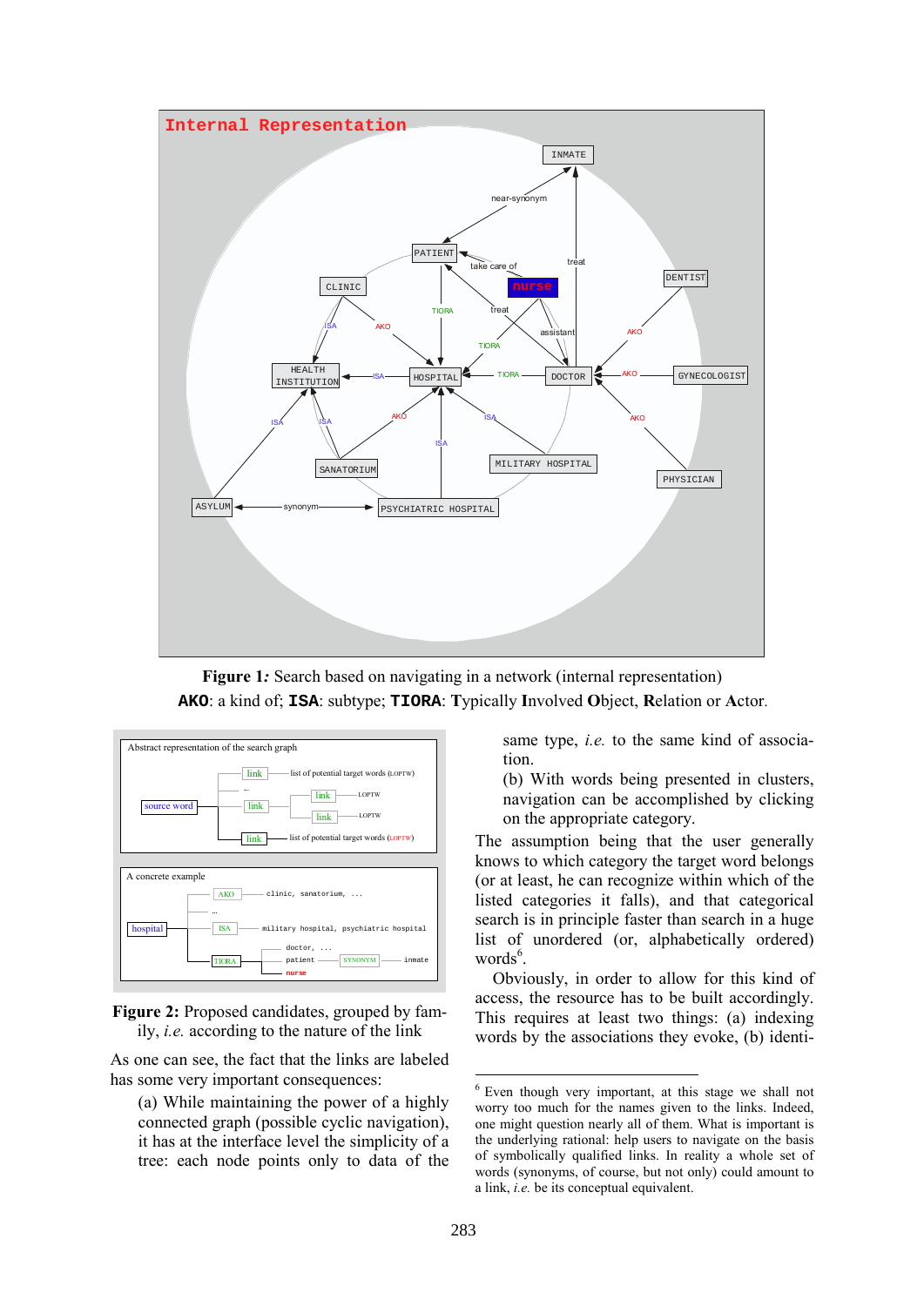**Figure 1:** Search based on navigating in a network (internal representation)
**AKO**: a kind of; **ISA**: subtype; **TIORA**: **T**ypically **I**nvolved **O**bject, **R**elation or **A**ctor.

**Figure 2:** Proposed candidates, grouped by family, *i.e.* according to the nature of the link

As one can see, the fact that the links are labeled has some very important consequences:

(a) While maintaining the power of a highly connected graph (possible cyclic navigation), it has at the interface level the simplicity of a tree: each node points only to data of the same type, *i.e.* to the same kind of association.

(b) With words being presented in clusters, navigation can be accomplished by clicking on the appropriate category.

The assumption being that the user generally knows to which category the target word belongs (or at least, he can recognize within which of the listed categories it falls), and that categorical search is in principle faster than search in a huge list of unordered (or, alphabetically ordered) words[6].

Obviously, in order to allow for this kind of access, the resource has to be built accordingly. This requires at least two things: (a) indexing words by the associations they evoke, (b) identi-

---

[6] Even though very important, at this stage we shall not worry too much for the names given to the links. Indeed, one might question nearly all of them. What is important is the underlying rational: help users to navigate on the basis of symbolically qualified links. In reality a whole set of words (synonyms, of course, but not only) could amount to a link, *i.e.* be its conceptual equivalent.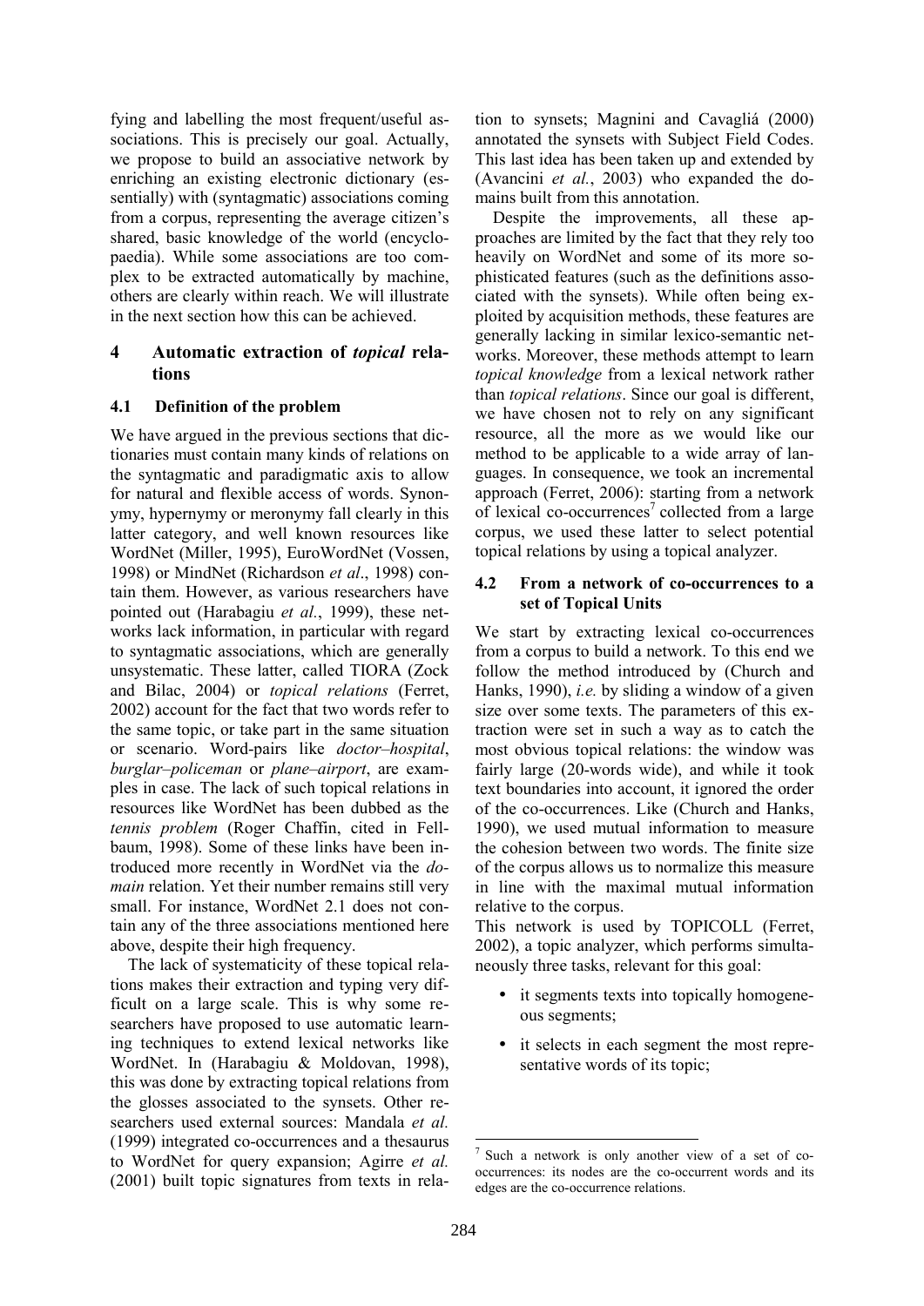fying and labelling the most frequent/useful associations. This is precisely our goal. Actually, we propose to build an associative network by enriching an existing electronic dictionary (essentially) with (syntagmatic) associations coming from a corpus, representing the average citizen's shared, basic knowledge of the world (encyclopaedia). While some associations are too complex to be extracted automatically by machine, others are clearly within reach. We will illustrate in the next section how this can be achieved.

## 4 Automatic extraction of *topical* relations

### 4.1 Definition of the problem

We have argued in the previous sections that dictionaries must contain many kinds of relations on the syntagmatic and paradigmatic axis to allow for natural and flexible access of words. Synonymy, hypernymy or meronymy fall clearly in this latter category, and well known resources like WordNet (Miller, 1995), EuroWordNet (Vossen, 1998) or MindNet (Richardson *et al*., 1998) contain them. However, as various researchers have pointed out (Harabagiu *et al.*, 1999), these networks lack information, in particular with regard to syntagmatic associations, which are generally unsystematic. These latter, called TIORA (Zock and Bilac, 2004) or *topical relations* (Ferret, 2002) account for the fact that two words refer to the same topic, or take part in the same situation or scenario. Word-pairs like *doctor–hospital*, *burglar–policeman* or *plane–airport*, are examples in case. The lack of such topical relations in resources like WordNet has been dubbed as the *tennis problem* (Roger Chaffin, cited in Fellbaum, 1998). Some of these links have been introduced more recently in WordNet via the *domain* relation. Yet their number remains still very small. For instance, WordNet 2.1 does not contain any of the three associations mentioned here above, despite their high frequency.

The lack of systematicity of these topical relations makes their extraction and typing very difficult on a large scale. This is why some researchers have proposed to use automatic learning techniques to extend lexical networks like WordNet. In (Harabagiu & Moldovan, 1998), this was done by extracting topical relations from the glosses associated to the synsets. Other researchers used external sources: Mandala *et al.* (1999) integrated co-occurrences and a thesaurus to WordNet for query expansion; Agirre *et al.* (2001) built topic signatures from texts in relation to synsets; Magnini and Cavagliá (2000) annotated the synsets with Subject Field Codes. This last idea has been taken up and extended by (Avancini *et al.*, 2003) who expanded the domains built from this annotation.

Despite the improvements, all these approaches are limited by the fact that they rely too heavily on WordNet and some of its more sophisticated features (such as the definitions associated with the synsets). While often being exploited by acquisition methods, these features are generally lacking in similar lexico-semantic networks. Moreover, these methods attempt to learn *topical knowledge* from a lexical network rather than *topical relations*. Since our goal is different, we have chosen not to rely on any significant resource, all the more as we would like our method to be applicable to a wide array of languages. In consequence, we took an incremental approach (Ferret, 2006): starting from a network of lexical co-occurrences[7] collected from a large corpus, we used these latter to select potential topical relations by using a topical analyzer.

### 4.2 From a network of co-occurrences to a set of Topical Units

We start by extracting lexical co-occurrences from a corpus to build a network. To this end we follow the method introduced by (Church and Hanks, 1990), *i.e.* by sliding a window of a given size over some texts. The parameters of this extraction were set in such a way as to catch the most obvious topical relations: the window was fairly large (20-words wide), and while it took text boundaries into account, it ignored the order of the co-occurrences. Like (Church and Hanks, 1990), we used mutual information to measure the cohesion between two words. The finite size of the corpus allows us to normalize this measure in line with the maximal mutual information relative to the corpus.

This network is used by TOPICOLL (Ferret, 2002), a topic analyzer, which performs simultaneously three tasks, relevant for this goal:

- it segments texts into topically homogeneous segments;
- it selects in each segment the most representative words of its topic;

[7] Such a network is only another view of a set of co-occurrences: its nodes are the co-occurrent words and its edges are the co-occurrence relations.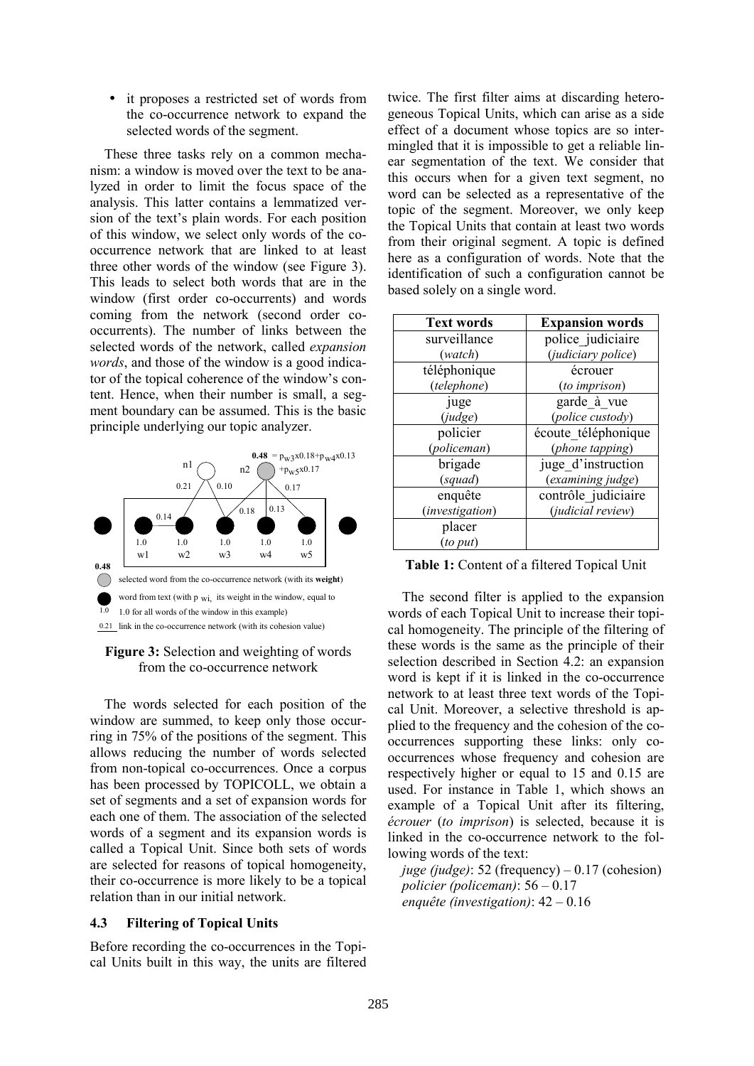- it proposes a restricted set of words from the co-occurrence network to expand the selected words of the segment.

These three tasks rely on a common mechanism: a window is moved over the text to be analyzed in order to limit the focus space of the analysis. This latter contains a lemmatized version of the text's plain words. For each position of this window, we select only words of the co-occurrence network that are linked to at least three other words of the window (see Figure 3). This leads to select both words that are in the window (first order co-occurrents) and words coming from the network (second order co-occurrents). The number of links between the selected words of the network, called *expansion words*, and those of the window is a good indicator of the topical coherence of the window's content. Hence, when their number is small, a segment boundary can be assumed. This is the basic principle underlying our topic analyzer.

**Figure 3:** Selection and weighting of words from the co-occurrence network

The words selected for each position of the window are summed, to keep only those occurring in 75% of the positions of the segment. This allows reducing the number of words selected from non-topical co-occurrences. Once a corpus has been processed by TOPICOLL, we obtain a set of segments and a set of expansion words for each one of them. The association of the selected words of a segment and its expansion words is called a Topical Unit. Since both sets of words are selected for reasons of topical homogeneity, their co-occurrence is more likely to be a topical relation than in our initial network.

### 4.3 Filtering of Topical Units

Before recording the co-occurrences in the Topical Units built in this way, the units are filtered twice. The first filter aims at discarding heterogeneous Topical Units, which can arise as a side effect of a document whose topics are so intermingled that it is impossible to get a reliable linear segmentation of the text. We consider that this occurs when for a given text segment, no word can be selected as a representative of the topic of the segment. Moreover, we only keep the Topical Units that contain at least two words from their original segment. A topic is defined here as a configuration of words. Note that the identification of such a configuration cannot be based solely on a single word.

| Text words | Expansion words |
|---|---|
| surveillance (*watch*) | police_judiciaire (*judiciary police*) |
| téléphonique (*telephone*) | écrouer (*to imprison*) |
| juge (*judge*) | garde_à_vue (*police custody*) |
| policier (*policeman*) | écoute_téléphonique (*phone tapping*) |
| brigade (*squad*) | juge_d'instruction (*examining judge*) |
| enquête (*investigation*) | contrôle_judiciaire (*judicial review*) |
| placer (*to put*) | |

**Table 1:** Content of a filtered Topical Unit

The second filter is applied to the expansion words of each Topical Unit to increase their topical homogeneity. The principle of the filtering of these words is the same as the principle of their selection described in Section 4.2: an expansion word is kept if it is linked in the co-occurrence network to at least three text words of the Topical Unit. Moreover, a selective threshold is applied to the frequency and the cohesion of the co-occurrences supporting these links: only co-occurrences whose frequency and cohesion are respectively higher or equal to 15 and 0.15 are used. For instance in Table 1, which shows an example of a Topical Unit after its filtering, *écrouer* (*to imprison*) is selected, because it is linked in the co-occurrence network to the following words of the text:

*juge (judge)*: 52 (frequency) – 0.17 (cohesion)
*policier (policeman)*: 56 – 0.17
*enquête (investigation)*: 42 – 0.16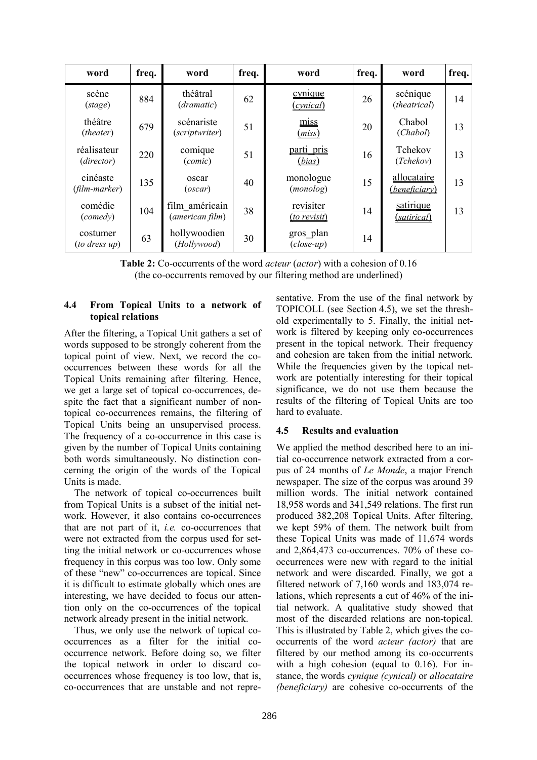| word | freq. | word | freq. | word | freq. | word | freq. |
|---|---|---|---|---|---|---|---|
| scène (*stage*) | 884 | théâtral (*dramatic*) | 62 | <u>cynique</u> (<u>*cynical*</u>) | 26 | scénique (*theatrical*) | 14 |
| théâtre (*theater*) | 679 | scénariste (*scriptwriter*) | 51 | <u>miss</u> (<u>*miss*</u>) | 20 | Chabol (*Chabol*) | 13 |
| réalisateur (*director*) | 220 | comique (*comic*) | 51 | <u>parti_pris</u> (<u>*bias*</u>) | 16 | Tchekov (*Tchekov*) | 13 |
| cinéaste (*film-marker*) | 135 | oscar (*oscar*) | 40 | monologue (*monolog*) | 15 | <u>allocataire</u> (<u>*beneficiary*</u>) | 13 |
| comédie (*comedy*) | 104 | film_américain (*american film*) | 38 | <u>revisiter</u> (<u>*to revisit*</u>) | 14 | <u>satirique</u> (<u>*satirical*</u>) | 13 |
| costumer (*to dress up*) | 63 | hollywoodien (*Hollywood*) | 30 | gros_plan (*close-up*) | 14 | | |

**Table 2:** Co-occurrents of the word *acteur* (*actor*) with a cohesion of 0.16 (the co-occurrents removed by our filtering method are underlined)

### 4.4 From Topical Units to a network of topical relations

After the filtering, a Topical Unit gathers a set of words supposed to be strongly coherent from the topical point of view. Next, we record the co-occurrences between these words for all the Topical Units remaining after filtering. Hence, we get a large set of topical co-occurrences, despite the fact that a significant number of non-topical co-occurrences remains, the filtering of Topical Units being an unsupervised process. The frequency of a co-occurrence in this case is given by the number of Topical Units containing both words simultaneously. No distinction concerning the origin of the words of the Topical Units is made.

The network of topical co-occurrences built from Topical Units is a subset of the initial network. However, it also contains co-occurrences that are not part of it, *i.e.* co-occurrences that were not extracted from the corpus used for setting the initial network or co-occurrences whose frequency in this corpus was too low. Only some of these "new" co-occurrences are topical. Since it is difficult to estimate globally which ones are interesting, we have decided to focus our attention only on the co-occurrences of the topical network already present in the initial network.

Thus, we only use the network of topical co-occurrences as a filter for the initial co-occurrence network. Before doing so, we filter the topical network in order to discard co-occurrences whose frequency is too low, that is, co-occurrences that are unstable and not representative. From the use of the final network by TOPICOLL (see Section 4.5), we set the threshold experimentally to 5. Finally, the initial network is filtered by keeping only co-occurrences present in the topical network. Their frequency and cohesion are taken from the initial network. While the frequencies given by the topical network are potentially interesting for their topical significance, we do not use them because the results of the filtering of Topical Units are too hard to evaluate.

### 4.5 Results and evaluation

We applied the method described here to an initial co-occurrence network extracted from a corpus of 24 months of *Le Monde*, a major French newspaper. The size of the corpus was around 39 million words. The initial network contained 18,958 words and 341,549 relations. The first run produced 382,208 Topical Units. After filtering, we kept 59% of them. The network built from these Topical Units was made of 11,674 words and 2,864,473 co-occurrences. 70% of these co-occurrences were new with regard to the initial network and were discarded. Finally, we got a filtered network of 7,160 words and 183,074 relations, which represents a cut of 46% of the initial network. A qualitative study showed that most of the discarded relations are non-topical. This is illustrated by Table 2, which gives the co-occurrents of the word *acteur (actor)* that are filtered by our method among its co-occurrents with a high cohesion (equal to 0.16). For instance, the words *cynique (cynical)* or *allocataire (beneficiary)* are cohesive co-occurrents of the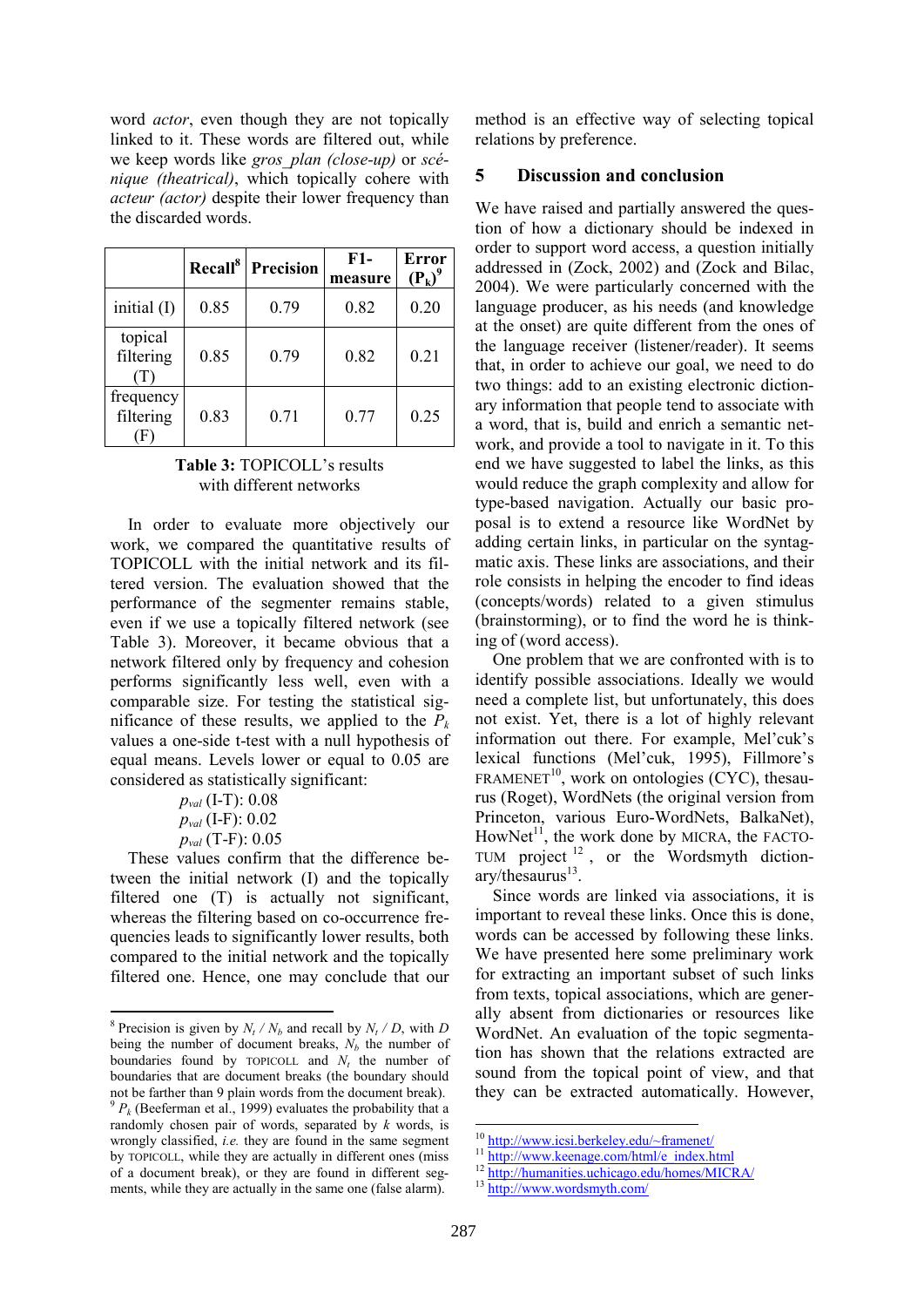word *actor*, even though they are not topically linked to it. These words are filtered out, while we keep words like *gros_plan (close-up)* or *scénique (theatrical)*, which topically cohere with *acteur (actor)* despite their lower frequency than the discarded words.

| | Recall[8] | Precision | F1-measure | Error ($P_k$)[9] |
|---|---|---|---|---|
| initial (I) | 0.85 | 0.79 | 0.82 | 0.20 |
| topical filtering (T) | 0.85 | 0.79 | 0.82 | 0.21 |
| frequency filtering (F) | 0.83 | 0.71 | 0.77 | 0.25 |

**Table 3:** TOPICOLL's results with different networks

In order to evaluate more objectively our work, we compared the quantitative results of TOPICOLL with the initial network and its filtered version. The evaluation showed that the performance of the segmenter remains stable, even if we use a topically filtered network (see Table 3). Moreover, it became obvious that a network filtered only by frequency and cohesion performs significantly less well, even with a comparable size. For testing the statistical significance of these results, we applied to the $P_k$ values a one-side t-test with a null hypothesis of equal means. Levels lower or equal to 0.05 are considered as statistically significant:

$p_{val}$ (I-T): 0.08
$p_{val}$ (I-F): 0.02
$p_{val}$ (T-F): 0.05

These values confirm that the difference between the initial network (I) and the topically filtered one (T) is actually not significant, whereas the filtering based on co-occurrence frequencies leads to significantly lower results, both compared to the initial network and the topically filtered one. Hence, one may conclude that our method is an effective way of selecting topical relations by preference.

## 5 Discussion and conclusion

We have raised and partially answered the question of how a dictionary should be indexed in order to support word access, a question initially addressed in (Zock, 2002) and (Zock and Bilac, 2004). We were particularly concerned with the language producer, as his needs (and knowledge at the onset) are quite different from the ones of the language receiver (listener/reader). It seems that, in order to achieve our goal, we need to do two things: add to an existing electronic dictionary information that people tend to associate with a word, that is, build and enrich a semantic network, and provide a tool to navigate in it. To this end we have suggested to label the links, as this would reduce the graph complexity and allow for type-based navigation. Actually our basic proposal is to extend a resource like WordNet by adding certain links, in particular on the syntagmatic axis. These links are associations, and their role consists in helping the encoder to find ideas (concepts/words) related to a given stimulus (brainstorming), or to find the word he is thinking of (word access).

One problem that we are confronted with is to identify possible associations. Ideally we would need a complete list, but unfortunately, this does not exist. Yet, there is a lot of highly relevant information out there. For example, Mel'cuk's lexical functions (Mel'cuk, 1995), Fillmore's FRAMENET[10], work on ontologies (CYC), thesaurus (Roget), WordNets (the original version from Princeton, various Euro-WordNets, BalkaNet), HowNet[11], the work done by MICRA, the FACTOTUM project[12], or the Wordsmyth dictionary/thesaurus[13].

Since words are linked via associations, it is important to reveal these links. Once this is done, words can be accessed by following these links. We have presented here some preliminary work for extracting an important subset of such links from texts, topical associations, which are generally absent from dictionaries or resources like WordNet. An evaluation of the topic segmentation has shown that the relations extracted are sound from the topical point of view, and that they can be extracted automatically. However,

---

[8] Precision is given by $N_t$ / $N_b$ and recall by $N_t$ / $D$, with $D$ being the number of document breaks, $N_b$ the number of boundaries found by TOPICOLL and $N_t$ the number of boundaries that are document breaks (the boundary should not be farther than 9 plain words from the document break).

[9] $P_k$ (Beeferman et al., 1999) evaluates the probability that a randomly chosen pair of words, separated by $k$ words, is wrongly classified, *i.e.* they are found in the same segment by TOPICOLL, while they are actually in different ones (miss of a document break), or they are found in different segments, while they are actually in the same one (false alarm).

[10] http://www.icsi.berkeley.edu/~framenet/

[11] http://www.keenage.com/html/e_index.html

[12] http://humanities.uchicago.edu/homes/MICRA/

[13] http://www.wordsmyth.com/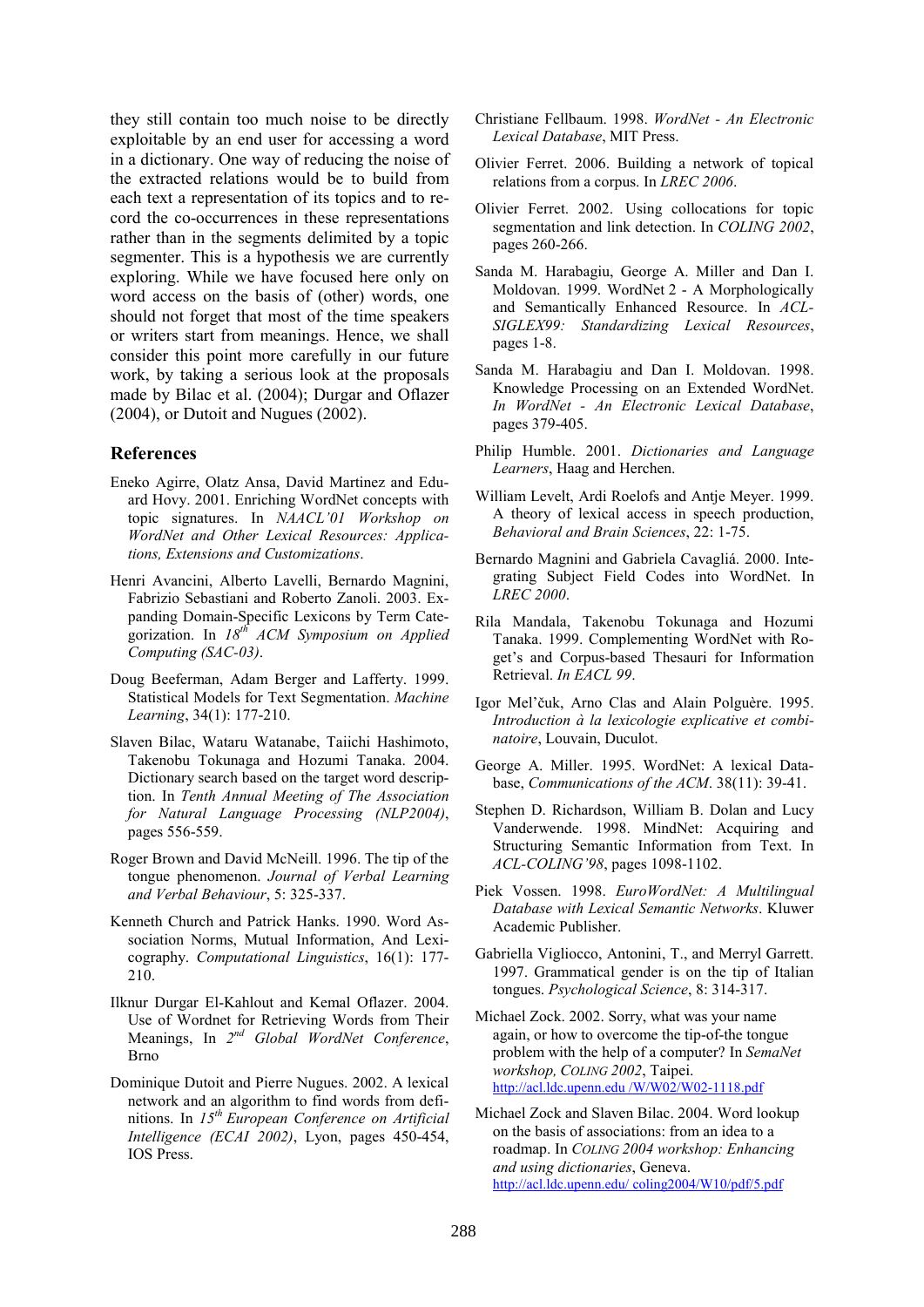they still contain too much noise to be directly exploitable by an end user for accessing a word in a dictionary. One way of reducing the noise of the extracted relations would be to build from each text a representation of its topics and to record the co-occurrences in these representations rather than in the segments delimited by a topic segmenter. This is a hypothesis we are currently exploring. While we have focused here only on word access on the basis of (other) words, one should not forget that most of the time speakers or writers start from meanings. Hence, we shall consider this point more carefully in our future work, by taking a serious look at the proposals made by Bilac et al. (2004); Durgar and Oflazer (2004), or Dutoit and Nugues (2002).

## References

Eneko Agirre, Olatz Ansa, David Martinez and Eduard Hovy. 2001. Enriching WordNet concepts with topic signatures. In *NAACL'01 Workshop on WordNet and Other Lexical Resources: Applications, Extensions and Customizations*.

Henri Avancini, Alberto Lavelli, Bernardo Magnini, Fabrizio Sebastiani and Roberto Zanoli. 2003. Expanding Domain-Specific Lexicons by Term Categorization. In *18th ACM Symposium on Applied Computing (SAC-03)*.

Doug Beeferman, Adam Berger and Lafferty. 1999. Statistical Models for Text Segmentation. *Machine Learning*, 34(1): 177-210.

Slaven Bilac, Wataru Watanabe, Taiichi Hashimoto, Takenobu Tokunaga and Hozumi Tanaka. 2004. Dictionary search based on the target word description. In *Tenth Annual Meeting of The Association for Natural Language Processing (NLP2004)*, pages 556-559.

Roger Brown and David McNeill. 1996. The tip of the tongue phenomenon. *Journal of Verbal Learning and Verbal Behaviour*, 5: 325-337.

Kenneth Church and Patrick Hanks. 1990. Word Association Norms, Mutual Information, And Lexicography. *Computational Linguistics*, 16(1): 177-210.

Ilknur Durgar El-Kahlout and Kemal Oflazer. 2004. Use of Wordnet for Retrieving Words from Their Meanings, In *2nd Global WordNet Conference*, Brno

Dominique Dutoit and Pierre Nugues. 2002. A lexical network and an algorithm to find words from definitions. In *15th European Conference on Artificial Intelligence (ECAI 2002)*, Lyon, pages 450-454, IOS Press.

Christiane Fellbaum. 1998. *WordNet - An Electronic Lexical Database*, MIT Press.

Olivier Ferret. 2006. Building a network of topical relations from a corpus. In *LREC 2006*.

Olivier Ferret. 2002. Using collocations for topic segmentation and link detection. In *COLING 2002*, pages 260-266.

Sanda M. Harabagiu, George A. Miller and Dan I. Moldovan. 1999. WordNet 2 - A Morphologically and Semantically Enhanced Resource. In *ACL-SIGLEX99: Standardizing Lexical Resources*, pages 1-8.

Sanda M. Harabagiu and Dan I. Moldovan. 1998. Knowledge Processing on an Extended WordNet. *In WordNet - An Electronic Lexical Database*, pages 379-405.

Philip Humble. 2001. *Dictionaries and Language Learners*, Haag and Herchen.

William Levelt, Ardi Roelofs and Antje Meyer. 1999. A theory of lexical access in speech production, *Behavioral and Brain Sciences*, 22: 1-75.

Bernardo Magnini and Gabriela Cavagliá. 2000. Integrating Subject Field Codes into WordNet. In *LREC 2000*.

Rila Mandala, Takenobu Tokunaga and Hozumi Tanaka. 1999. Complementing WordNet with Roget's and Corpus-based Thesauri for Information Retrieval. *In EACL 99*.

Igor Mel'čuk, Arno Clas and Alain Polguère. 1995. *Introduction à la lexicologie explicative et combinatoire*, Louvain, Duculot.

George A. Miller. 1995. WordNet: A lexical Database, *Communications of the ACM*. 38(11): 39-41.

Stephen D. Richardson, William B. Dolan and Lucy Vanderwende. 1998. MindNet: Acquiring and Structuring Semantic Information from Text. In *ACL-COLING'98*, pages 1098-1102.

Piek Vossen. 1998. *EuroWordNet: A Multilingual Database with Lexical Semantic Networks*. Kluwer Academic Publisher.

Gabriella Vigliocco, Antonini, T., and Merryl Garrett. 1997. Grammatical gender is on the tip of Italian tongues. *Psychological Science*, 8: 314-317.

Michael Zock. 2002. Sorry, what was your name again, or how to overcome the tip-of-the tongue problem with the help of a computer? In *SemaNet workshop, COLING 2002*, Taipei. http://acl.ldc.upenn.edu /W/W02/W02-1118.pdf

Michael Zock and Slaven Bilac. 2004. Word lookup on the basis of associations: from an idea to a roadmap. In *COLING 2004 workshop: Enhancing and using dictionaries*, Geneva. http://acl.ldc.upenn.edu/ coling2004/W10/pdf/5.pdf